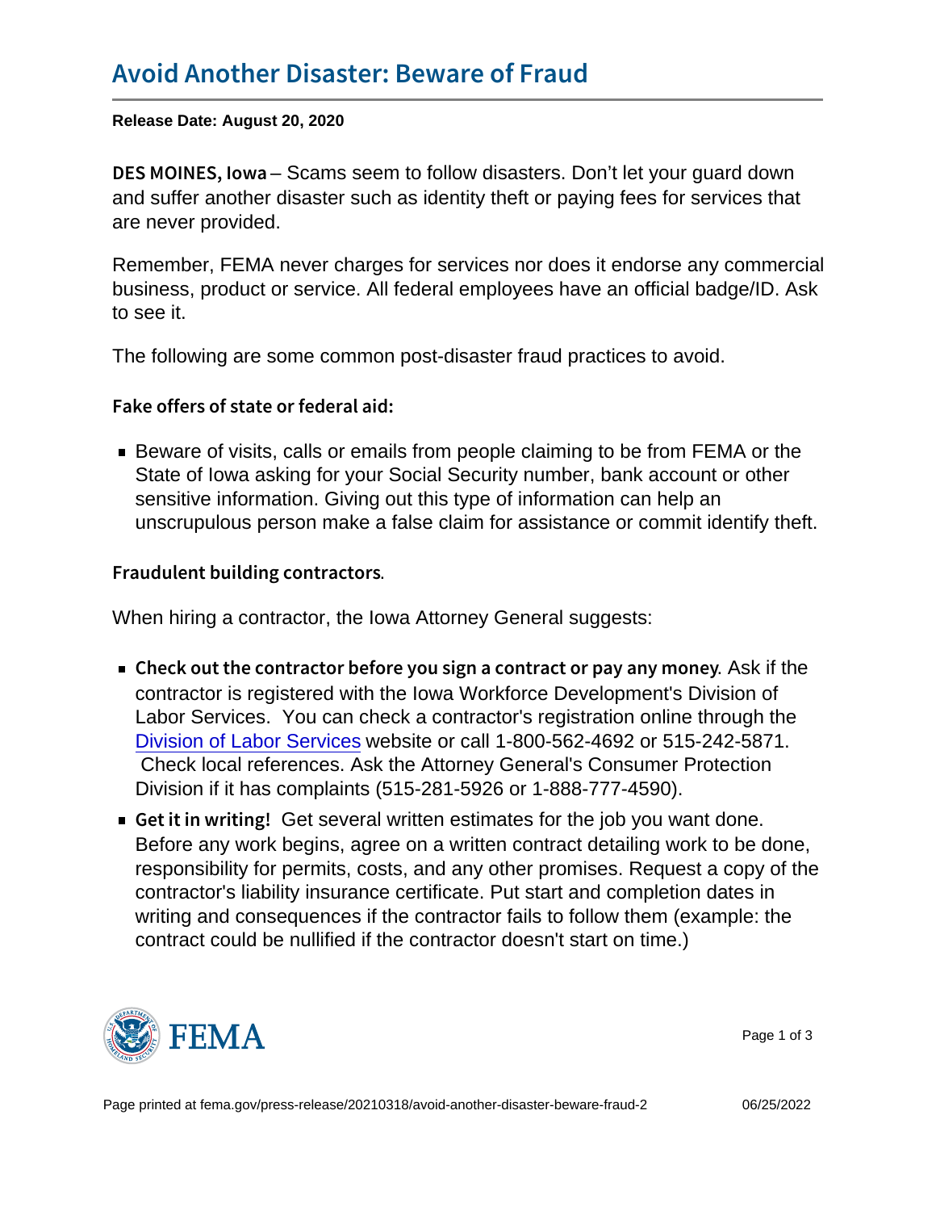# Avoid Another Disaster: Beware of Fraud

**Release Date: August 20, 2020**

**DES MOINES, Iowa** – Scams seem to follow disasters. Don't let your guard down and suffer another disaster such as identity theft or paying fees for services that are never provided.

Remember, FEMA never charges for services nor does it endorse any commercial business, product or service. All federal employees have an official badge/ID. Ask to see it.

The following are some common post-disaster fraud practices to avoid.

### Fake offers of state or federal aid:

- Beware of visits, calls or emails from people claiming to be from FEMA or the State of Iowa asking for your Social Security number, bank account or other sensitive information. Giving out this type of information can help an unscrupulous person make a false claim for assistance or commit identify theft.

### Fraudulent building contractors.

When hiring a contractor, the Iowa Attorney General suggests:

- **Check out the contractor before you sign a contract or pay any money**. Ask if the contractor is registered with the Iowa Workforce Development's Division of Labor Services. You can check a contractor's registration online through the Division of Labor Services website or call 1-800-562-4692 or 515-242-5871. Check local references. Ask the Attorney General's Consumer Protection Division if it has complaints (515-281-5926 or 1-888-777-4590).
- **Get it in writing!** Get several written estimates for the job you want done. Before any work begins, agree on a written contract detailing work to be done, responsibility for permits, costs, and any other promises. Request a copy of the contractor's liability insurance certificate. Put start and completion dates in writing and consequences if the contractor fails to follow them (example: the contract could be nullified if the contractor doesn't start on time.)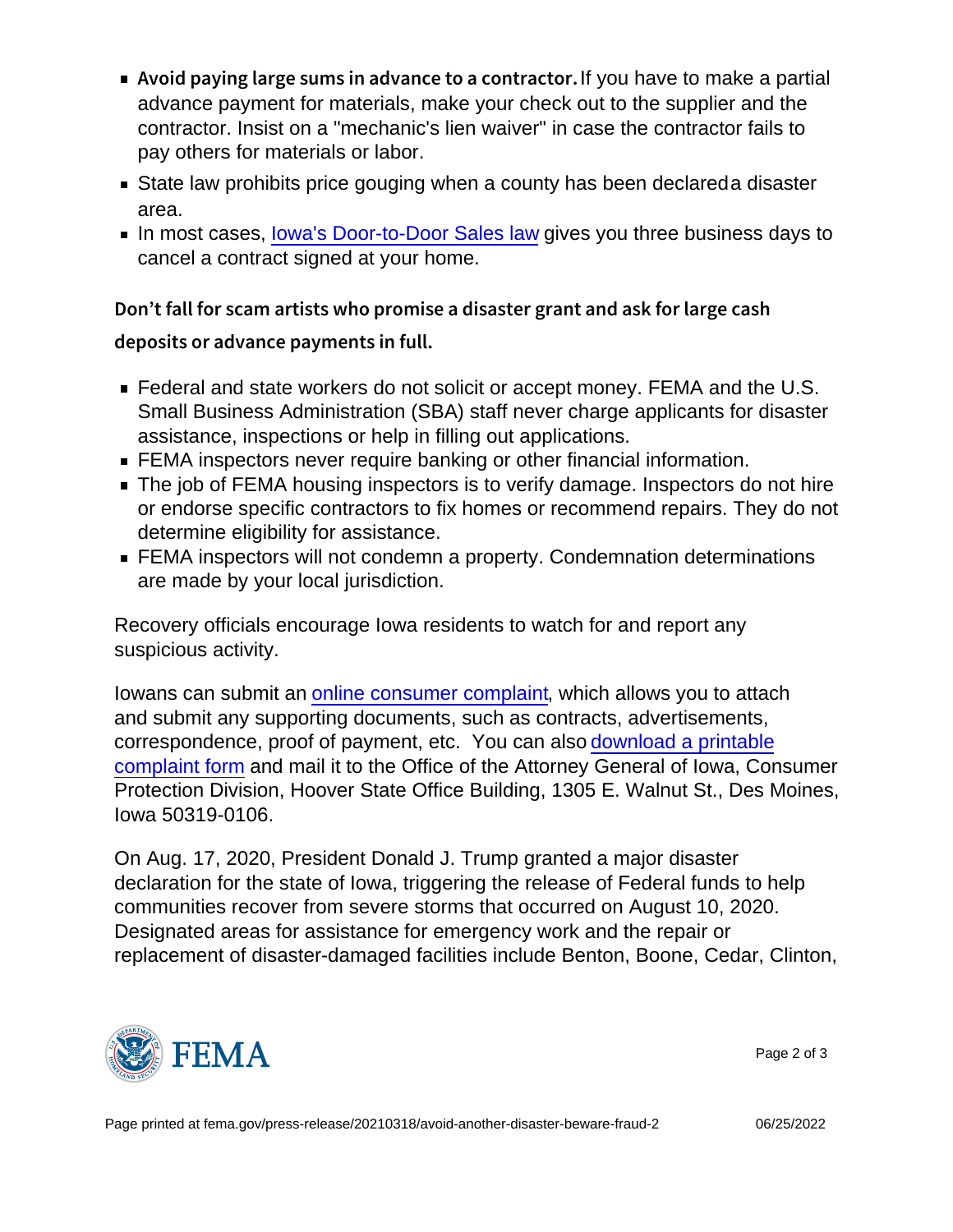- **Avoid paying large sums in advance to a contractor.** If you have to make a partial advance payment for materials, make your check out to the supplier and the contractor. Insist on a "mechanic's lien waiver" in case the contractor fails to pay others for materials or labor.
- State law prohibits price gouging when a county has been declared a disaster area.
- In most cases, Iowa's Door-to-Door Sales law gives you three business days to cancel a contract signed at your home.

**Don't fall for scam artists who promise a disaster grant and ask for large cash deposits or advance payments in full.**

- Federal and state workers do not solicit or accept money. FEMA and the U.S. Small Business Administration (SBA) staff never charge applicants for disaster assistance, inspections or help in filling out applications.
- FEMA inspectors never require banking or other financial information.
- The job of FEMA housing inspectors is to verify damage. Inspectors do not hire or endorse specific contractors to fix homes or recommend repairs. They do not determine eligibility for assistance.
- FEMA inspectors will not condemn a property. Condemnation determinations are made by your local jurisdiction.

Recovery officials encourage Iowa residents to watch for and report any suspicious activity.

Iowans can submit an online consumer complaint, which allows you to attach and submit any supporting documents, such as contracts, advertisements, correspondence, proof of payment, etc. You can also download a printable complaint form and mail it to the Office of the Attorney General of Iowa, Consumer Protection Division, Hoover State Office Building, 1305 E. Walnut St., Des Moines, Iowa 50319-0106.

On Aug. 17, 2020, President Donald J. Trump granted a major disaster declaration for the state of Iowa, triggering the release of Federal funds to help communities recover from severe storms that occurred on August 10, 2020. Designated areas for assistance for emergency work and the repair or replacement of disaster-damaged facilities include Benton, Boone, Cedar, Clinton,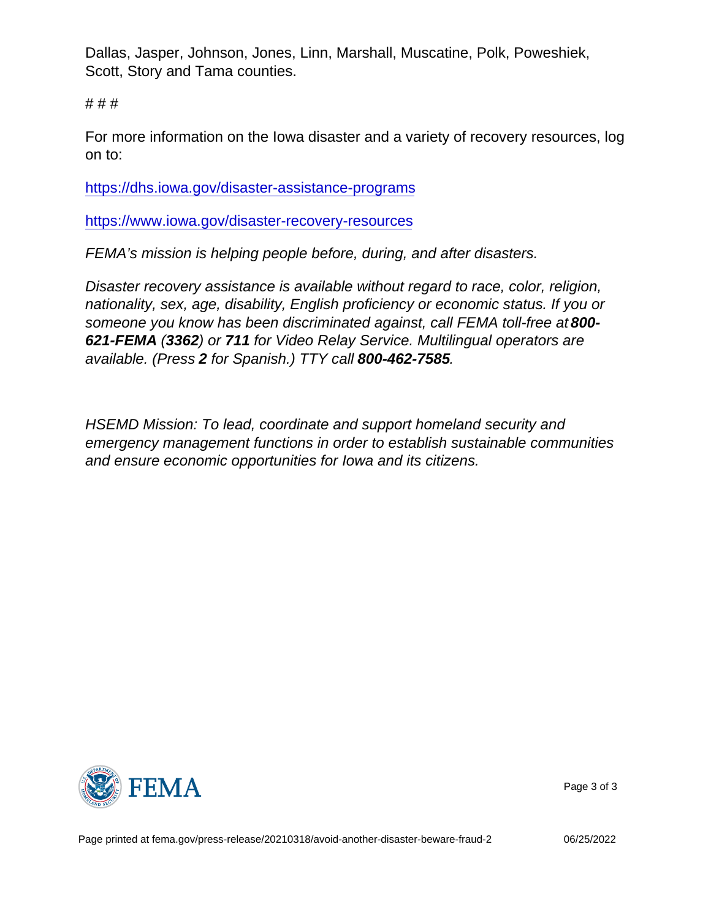Dallas, Jasper, Johnson, Jones, Linn, Marshall, Muscatine, Polk, Poweshiek, Scott, Story and Tama counties.

# # #

For more information on the Iowa disaster and a variety of recovery resources, log on to:

https://dhs.iowa.gov/disaster-assistance-programs

https://www.iowa.gov/disaster-recovery-resources

*FEMA's mission is helping people before, during, and after disasters.*

*Disaster recovery assistance is available without regard to race, color, religion, nationality, sex, age, disability, English proficiency or economic status. If you or someone you know has been discriminated against, call FEMA toll-free at* ***800-621-FEMA*** *(**3362**) or* ***711*** *for Video Relay Service. Multilingual operators are available. (Press* ***2*** *for Spanish.) TTY call* ***800-462-7585****.*

*HSEMD Mission: To lead, coordinate and support homeland security and emergency management functions in order to establish sustainable communities and ensure economic opportunities for Iowa and its citizens.*

Page printed at fema.gov/press-release/20210318/avoid-another-disaster-beware-fraud-2 06/25/2022